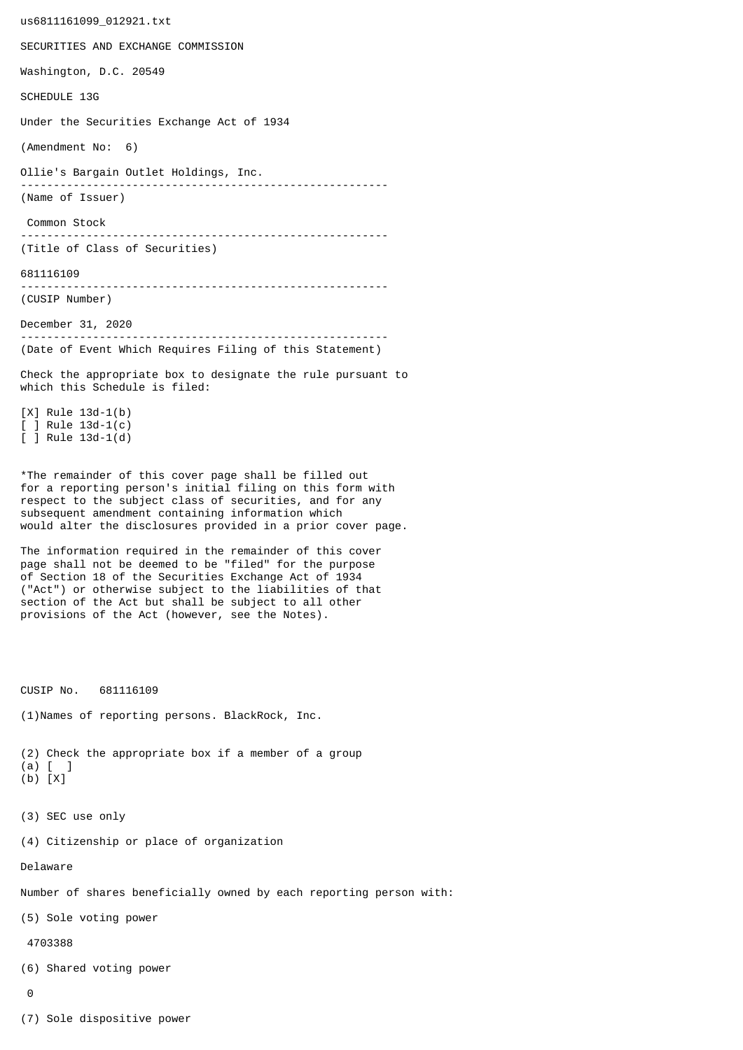us6811161099_012921.txt

SECURITIES AND EXCHANGE COMMISSION

Washington, D.C. 20549

SCHEDULE 13G

Under the Securities Exchange Act of 1934

(Amendment No: 6)

Ollie's Bargain Outlet Holdings, Inc.

--------------------------------------------------------

(Name of Issuer)

Common Stock

--------------------------------------------------------

(Title of Class of Securities)

681116109

--------------------------------------------------------

(CUSIP Number)

December 31, 2020

--------------------------------------------------------

(Date of Event Which Requires Filing of this Statement)

Check the appropriate box to designate the rule pursuant to which this Schedule is filed:

[X] Rule 13d-1(b)
[ ] Rule 13d-1(c)
[ ] Rule 13d-1(d)

*The remainder of this cover page shall be filled out for a reporting person's initial filing on this form with respect to the subject class of securities, and for any subsequent amendment containing information which would alter the disclosures provided in a prior cover page.

The information required in the remainder of this cover page shall not be deemed to be "filed" for the purpose of Section 18 of the Securities Exchange Act of 1934 ("Act") or otherwise subject to the liabilities of that section of the Act but shall be subject to all other provisions of the Act (however, see the Notes).

CUSIP No. 681116109

(1)Names of reporting persons. BlackRock, Inc.

(2) Check the appropriate box if a member of a group
(a) [ ]
(b) [X]

(3) SEC use only

(4) Citizenship or place of organization

Delaware

Number of shares beneficially owned by each reporting person with:

(5) Sole voting power

4703388

(6) Shared voting power

0

(7) Sole dispositive power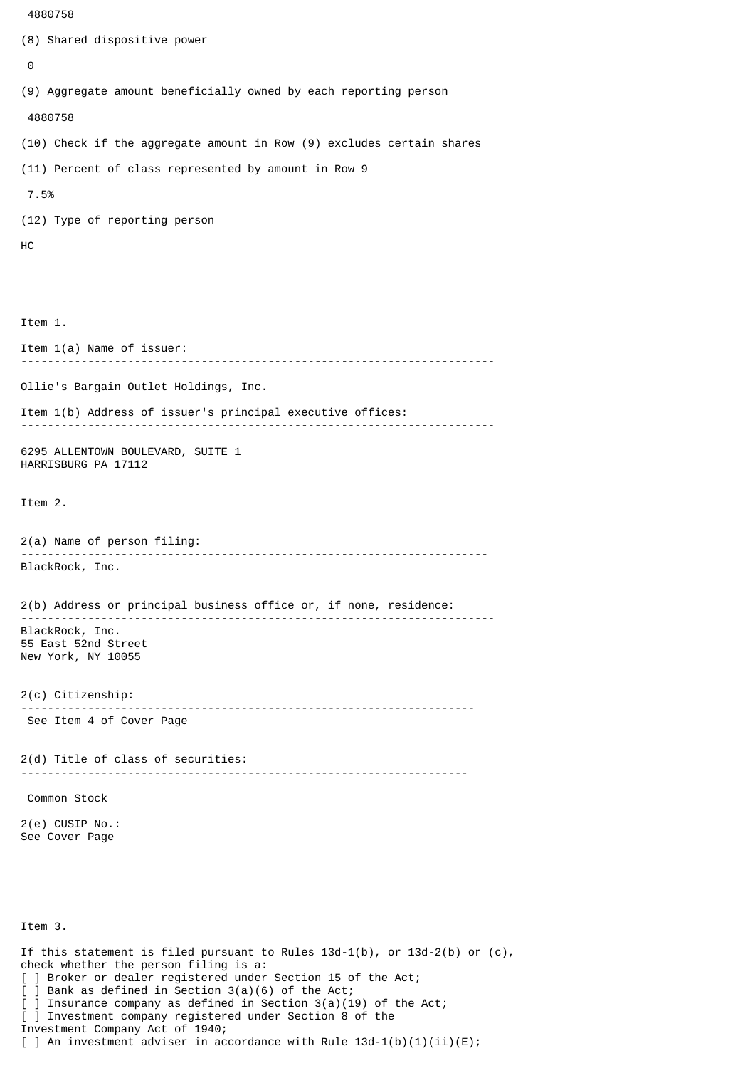4880758

(8) Shared dispositive power

0

(9) Aggregate amount beneficially owned by each reporting person

4880758

(10) Check if the aggregate amount in Row (9) excludes certain shares

(11) Percent of class represented by amount in Row 9

7.5%

(12) Type of reporting person

HC

Item 1.

Item 1(a) Name of issuer:

---

Ollie's Bargain Outlet Holdings, Inc.

Item 1(b) Address of issuer's principal executive offices:

---

6295 ALLENTOWN BOULEVARD, SUITE 1
HARRISBURG PA 17112

Item 2.

2(a) Name of person filing:

---

BlackRock, Inc.

2(b) Address or principal business office or, if none, residence:

---

BlackRock, Inc.
55 East 52nd Street
New York, NY 10055

2(c) Citizenship:

---

See Item 4 of Cover Page

2(d) Title of class of securities:

---

Common Stock

2(e) CUSIP No.:
See Cover Page

Item 3.

If this statement is filed pursuant to Rules 13d-1(b), or 13d-2(b) or (c), check whether the person filing is a:
[ ] Broker or dealer registered under Section 15 of the Act;
[ ] Bank as defined in Section 3(a)(6) of the Act;
[ ] Insurance company as defined in Section 3(a)(19) of the Act;
[ ] Investment company registered under Section 8 of the Investment Company Act of 1940;
[ ] An investment adviser in accordance with Rule 13d-1(b)(1)(ii)(E);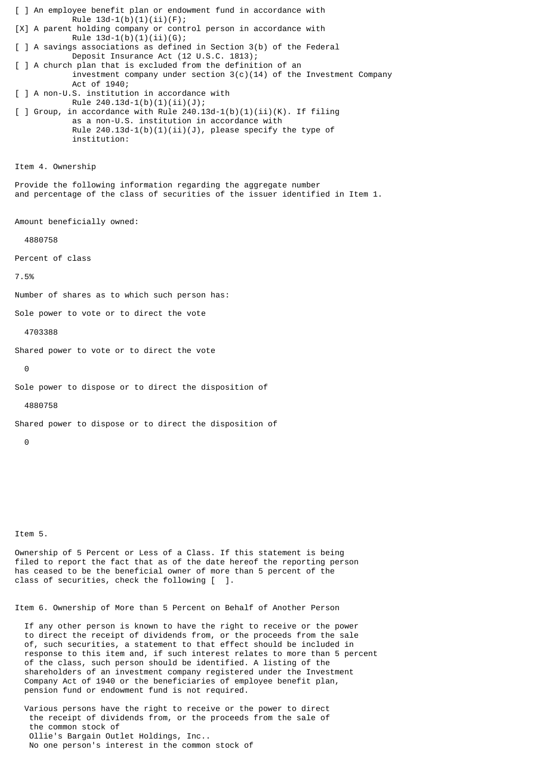[ ] An employee benefit plan or endowment fund in accordance with Rule 13d-1(b)(1)(ii)(F);

[X] A parent holding company or control person in accordance with Rule 13d-1(b)(1)(ii)(G);

[ ] A savings associations as defined in Section 3(b) of the Federal Deposit Insurance Act (12 U.S.C. 1813);

[ ] A church plan that is excluded from the definition of an investment company under section 3(c)(14) of the Investment Company Act of 1940;

[ ] A non-U.S. institution in accordance with Rule 240.13d-1(b)(1)(ii)(J);

[ ] Group, in accordance with Rule 240.13d-1(b)(1)(ii)(K). If filing as a non-U.S. institution in accordance with Rule 240.13d-1(b)(1)(ii)(J), please specify the type of institution:

Item 4. Ownership

Provide the following information regarding the aggregate number and percentage of the class of securities of the issuer identified in Item 1.

Amount beneficially owned:

4880758

Percent of class

7.5%

Number of shares as to which such person has:

Sole power to vote or to direct the vote

4703388

Shared power to vote or to direct the vote

0

Sole power to dispose or to direct the disposition of

4880758

Shared power to dispose or to direct the disposition of

0

Item 5.

Ownership of 5 Percent or Less of a Class. If this statement is being filed to report the fact that as of the date hereof the reporting person has ceased to be the beneficial owner of more than 5 percent of the class of securities, check the following [ ].

Item 6. Ownership of More than 5 Percent on Behalf of Another Person

If any other person is known to have the right to receive or the power to direct the receipt of dividends from, or the proceeds from the sale of, such securities, a statement to that effect should be included in response to this item and, if such interest relates to more than 5 percent of the class, such person should be identified. A listing of the shareholders of an investment company registered under the Investment Company Act of 1940 or the beneficiaries of employee benefit plan, pension fund or endowment fund is not required.

Various persons have the right to receive or the power to direct the receipt of dividends from, or the proceeds from the sale of the common stock of Ollie's Bargain Outlet Holdings, Inc.. No one person's interest in the common stock of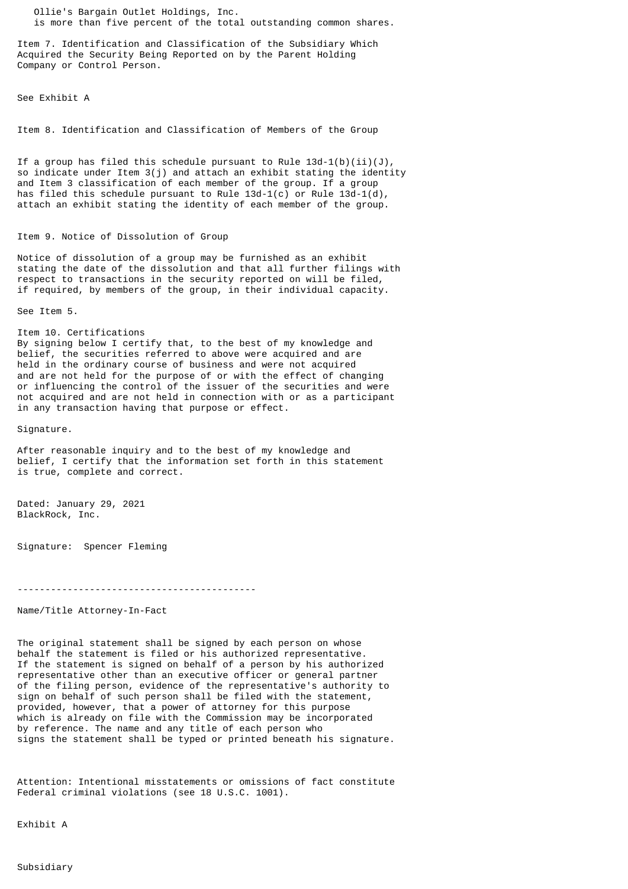Ollie's Bargain Outlet Holdings, Inc.
is more than five percent of the total outstanding common shares.

Item 7. Identification and Classification of the Subsidiary Which Acquired the Security Being Reported on by the Parent Holding Company or Control Person.

See Exhibit A

Item 8. Identification and Classification of Members of the Group

If a group has filed this schedule pursuant to Rule 13d-1(b)(ii)(J), so indicate under Item 3(j) and attach an exhibit stating the identity and Item 3 classification of each member of the group. If a group has filed this schedule pursuant to Rule 13d-1(c) or Rule 13d-1(d), attach an exhibit stating the identity of each member of the group.

Item 9. Notice of Dissolution of Group

Notice of dissolution of a group may be furnished as an exhibit stating the date of the dissolution and that all further filings with respect to transactions in the security reported on will be filed, if required, by members of the group, in their individual capacity.

See Item 5.

Item 10. Certifications
By signing below I certify that, to the best of my knowledge and belief, the securities referred to above were acquired and are held in the ordinary course of business and were not acquired and are not held for the purpose of or with the effect of changing or influencing the control of the issuer of the securities and were not acquired and are not held in connection with or as a participant in any transaction having that purpose or effect.

Signature.

After reasonable inquiry and to the best of my knowledge and belief, I certify that the information set forth in this statement is true, complete and correct.

Dated: January 29, 2021
BlackRock, Inc.

Signature: Spencer Fleming

-------------------------------------------

Name/Title Attorney-In-Fact

The original statement shall be signed by each person on whose behalf the statement is filed or his authorized representative. If the statement is signed on behalf of a person by his authorized representative other than an executive officer or general partner of the filing person, evidence of the representative's authority to sign on behalf of such person shall be filed with the statement, provided, however, that a power of attorney for this purpose which is already on file with the Commission may be incorporated by reference. The name and any title of each person who signs the statement shall be typed or printed beneath his signature.

Attention: Intentional misstatements or omissions of fact constitute Federal criminal violations (see 18 U.S.C. 1001).

Exhibit A

Subsidiary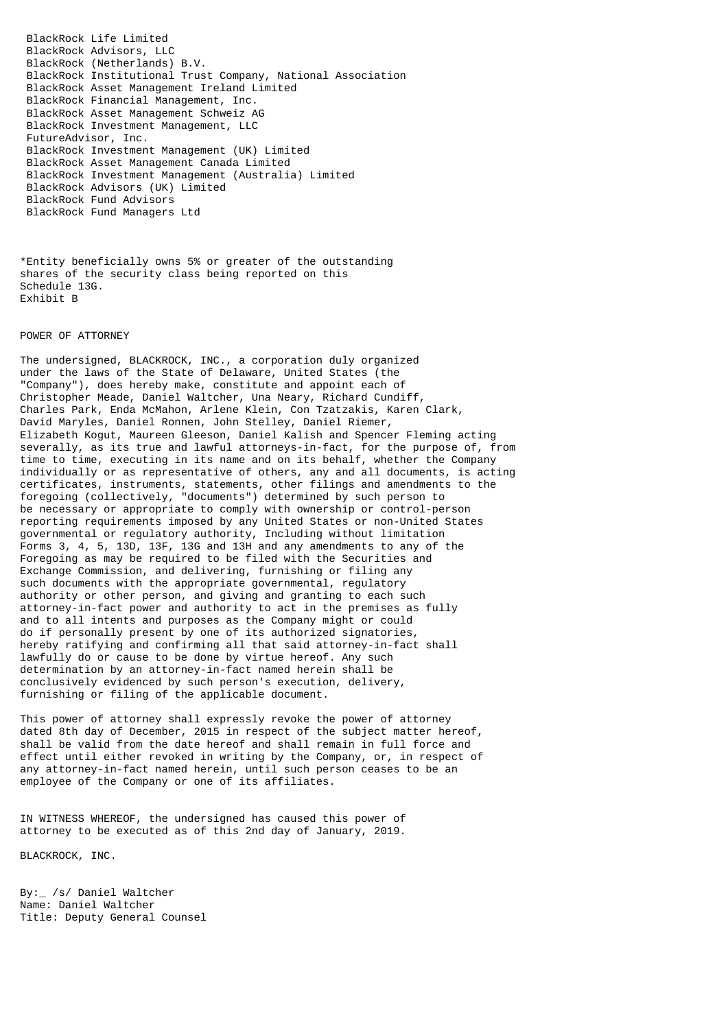BlackRock Life Limited
BlackRock Advisors, LLC
BlackRock (Netherlands) B.V.
BlackRock Institutional Trust Company, National Association
BlackRock Asset Management Ireland Limited
BlackRock Financial Management, Inc.
BlackRock Asset Management Schweiz AG
BlackRock Investment Management, LLC
FutureAdvisor, Inc.
BlackRock Investment Management (UK) Limited
BlackRock Asset Management Canada Limited
BlackRock Investment Management (Australia) Limited
BlackRock Advisors (UK) Limited
BlackRock Fund Advisors
BlackRock Fund Managers Ltd

*Entity beneficially owns 5% or greater of the outstanding shares of the security class being reported on this Schedule 13G.

Exhibit B

POWER OF ATTORNEY

The undersigned, BLACKROCK, INC., a corporation duly organized under the laws of the State of Delaware, United States (the "Company"), does hereby make, constitute and appoint each of Christopher Meade, Daniel Waltcher, Una Neary, Richard Cundiff, Charles Park, Enda McMahon, Arlene Klein, Con Tzatzakis, Karen Clark, David Maryles, Daniel Ronnen, John Stelley, Daniel Riemer, Elizabeth Kogut, Maureen Gleeson, Daniel Kalish and Spencer Fleming acting severally, as its true and lawful attorneys-in-fact, for the purpose of, from time to time, executing in its name and on its behalf, whether the Company individually or as representative of others, any and all documents, is acting certificates, instruments, statements, other filings and amendments to the foregoing (collectively, "documents") determined by such person to be necessary or appropriate to comply with ownership or control-person reporting requirements imposed by any United States or non-United States governmental or regulatory authority, Including without limitation Forms 3, 4, 5, 13D, 13F, 13G and 13H and any amendments to any of the Foregoing as may be required to be filed with the Securities and Exchange Commission, and delivering, furnishing or filing any such documents with the appropriate governmental, regulatory authority or other person, and giving and granting to each such attorney-in-fact power and authority to act in the premises as fully and to all intents and purposes as the Company might or could do if personally present by one of its authorized signatories, hereby ratifying and confirming all that said attorney-in-fact shall lawfully do or cause to be done by virtue hereof. Any such determination by an attorney-in-fact named herein shall be conclusively evidenced by such person's execution, delivery, furnishing or filing of the applicable document.

This power of attorney shall expressly revoke the power of attorney dated 8th day of December, 2015 in respect of the subject matter hereof, shall be valid from the date hereof and shall remain in full force and effect until either revoked in writing by the Company, or, in respect of any attorney-in-fact named herein, until such person ceases to be an employee of the Company or one of its affiliates.

IN WITNESS WHEREOF, the undersigned has caused this power of attorney to be executed as of this 2nd day of January, 2019.

BLACKROCK, INC.

By:_ /s/ Daniel Waltcher
Name: Daniel Waltcher
Title: Deputy General Counsel